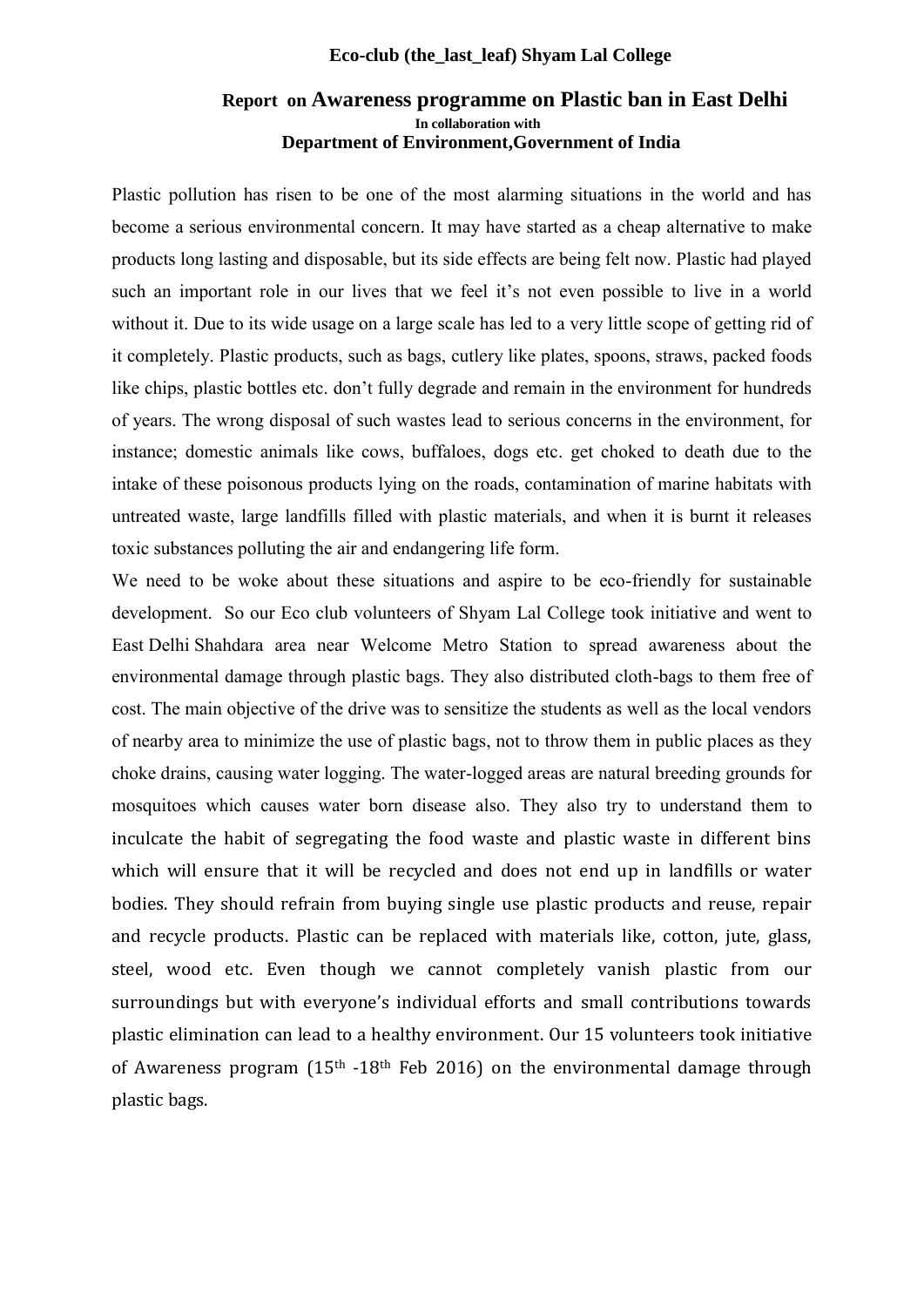**Eco-club (the_last_leaf) Shyam Lal College**

## Report on Awareness programme on Plastic ban in East Delhi

**In collaboration with**

**Department of Environment,Government of India**

Plastic pollution has risen to be one of the most alarming situations in the world and has become a serious environmental concern. It may have started as a cheap alternative to make products long lasting and disposable, but its side effects are being felt now. Plastic had played such an important role in our lives that we feel it's not even possible to live in a world without it. Due to its wide usage on a large scale has led to a very little scope of getting rid of it completely. Plastic products, such as bags, cutlery like plates, spoons, straws, packed foods like chips, plastic bottles etc. don't fully degrade and remain in the environment for hundreds of years. The wrong disposal of such wastes lead to serious concerns in the environment, for instance; domestic animals like cows, buffaloes, dogs etc. get choked to death due to the intake of these poisonous products lying on the roads, contamination of marine habitats with untreated waste, large landfills filled with plastic materials, and when it is burnt it releases toxic substances polluting the air and endangering life form.

We need to be woke about these situations and aspire to be eco-friendly for sustainable development. So our Eco club volunteers of Shyam Lal College took initiative and went to East Delhi Shahdara area near Welcome Metro Station to spread awareness about the environmental damage through plastic bags. They also distributed cloth-bags to them free of cost. The main objective of the drive was to sensitize the students as well as the local vendors of nearby area to minimize the use of plastic bags, not to throw them in public places as they choke drains, causing water logging. The water-logged areas are natural breeding grounds for mosquitoes which causes water born disease also. They also try to understand them to inculcate the habit of segregating the food waste and plastic waste in different bins which will ensure that it will be recycled and does not end up in landfills or water bodies. They should refrain from buying single use plastic products and reuse, repair and recycle products. Plastic can be replaced with materials like, cotton, jute, glass, steel, wood etc. Even though we cannot completely vanish plastic from our surroundings but with everyone's individual efforts and small contributions towards plastic elimination can lead to a healthy environment. Our 15 volunteers took initiative of Awareness program (15th -18th Feb 2016) on the environmental damage through plastic bags.